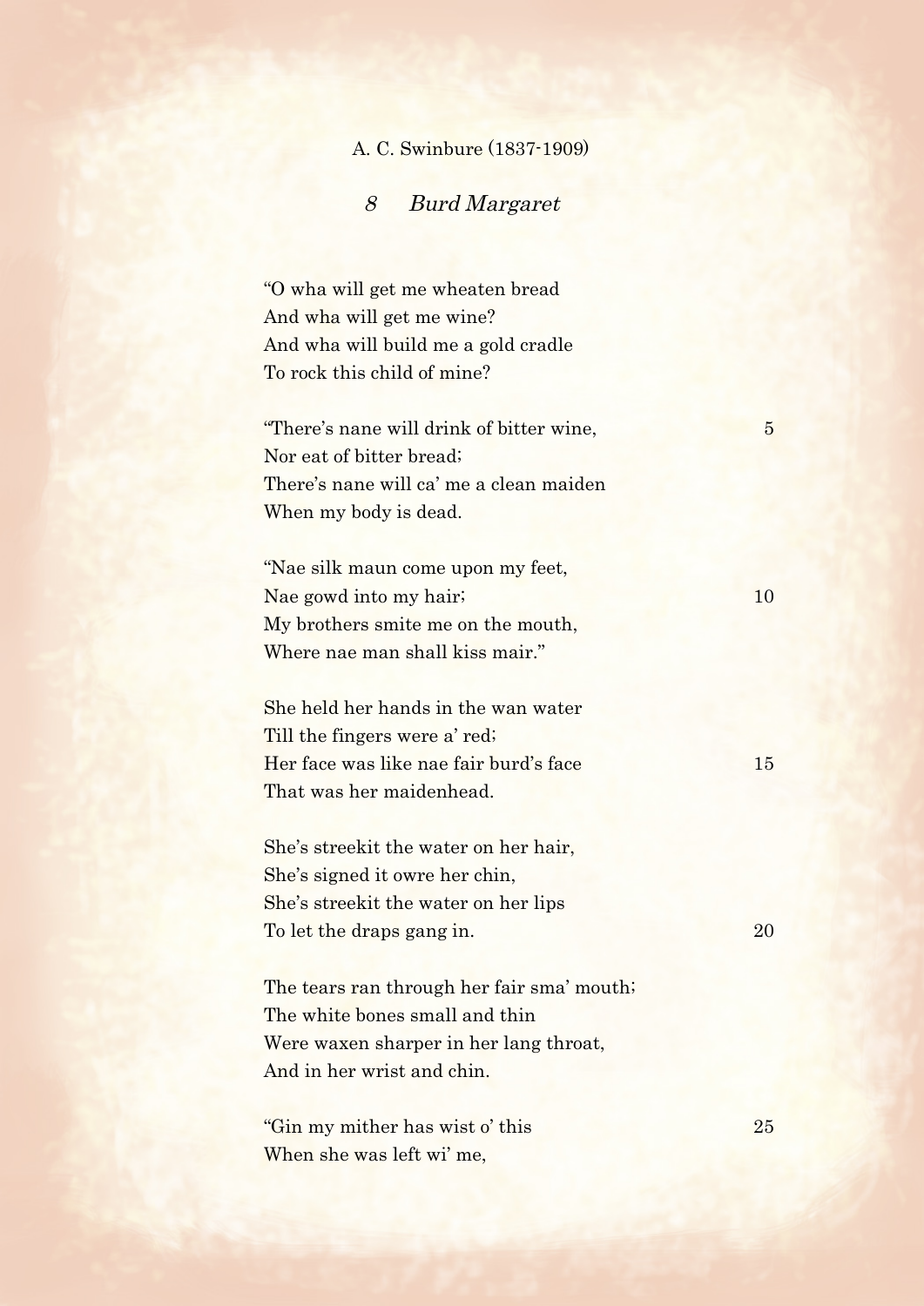A. C. Swinbure (1837-1909)

## *8 Burd Margaret*

"O wha will get me wheaten bread  
And wha will get me wine?  
And wha will build me a gold cradle  
To rock this child of mine?

"There's nane will drink of bitter wine, 5  
Nor eat of bitter bread;  
There's nane will ca' me a clean maiden  
When my body is dead.

"Nae silk maun come upon my feet,  
Nae gowd into my hair; 10  
My brothers smite me on the mouth,  
Where nae man shall kiss mair."

She held her hands in the wan water  
Till the fingers were a' red;  
Her face was like nae fair burd's face 15  
That was her maidenhead.

She's streekit the water on her hair,  
She's signed it owre her chin,  
She's streekit the water on her lips  
To let the draps gang in. 20

The tears ran through her fair sma' mouth;  
The white bones small and thin  
Were waxen sharper in her lang throat,  
And in her wrist and chin.

"Gin my mither has wist o' this 25  
When she was left wi' me,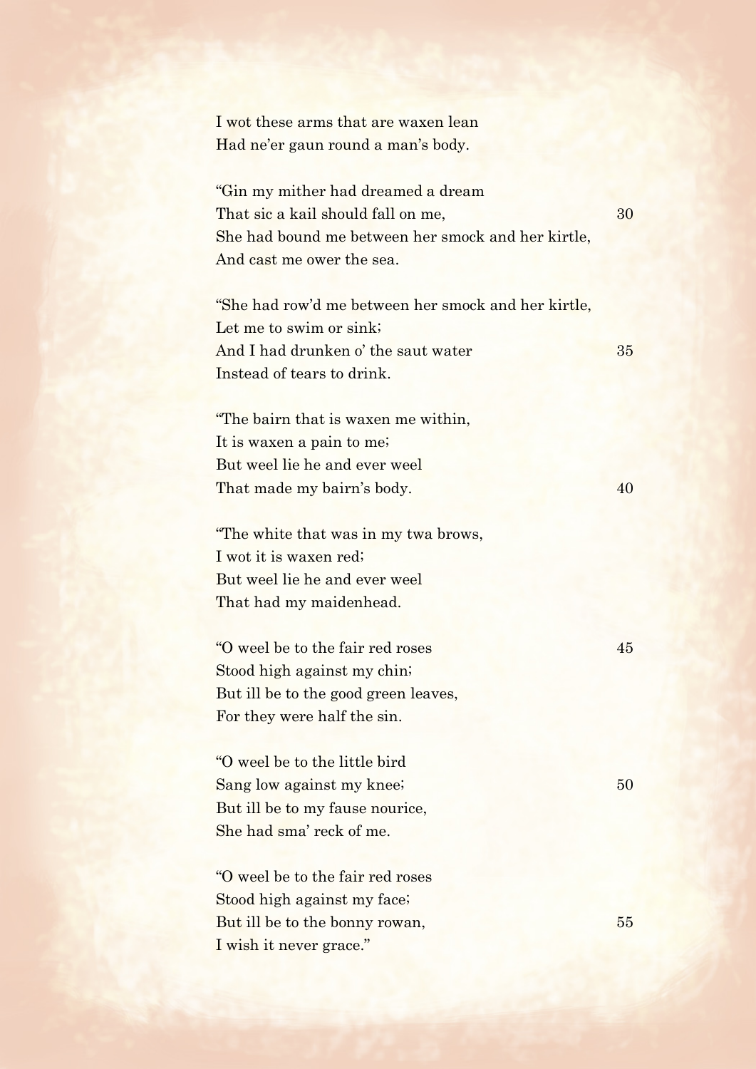I wot these arms that are waxen lean
Had ne'er gaun round a man's body.

"Gin my mither had dreamed a dream
That sic a kail should fall on me,
She had bound me between her smock and her kirtle,
And cast me ower the sea.

"She had row'd me between her smock and her kirtle,
Let me to swim or sink;
And I had drunken o' the saut water
Instead of tears to drink.

"The bairn that is waxen me within,
It is waxen a pain to me;
But weel lie he and ever weel
That made my bairn's body.

"The white that was in my twa brows,
I wot it is waxen red;
But weel lie he and ever weel
That had my maidenhead.

"O weel be to the fair red roses
Stood high against my chin;
But ill be to the good green leaves,
For they were half the sin.

"O weel be to the little bird
Sang low against my knee;
But ill be to my fause nourice,
She had sma' reck of me.

"O weel be to the fair red roses
Stood high against my face;
But ill be to the bonny rowan,
I wish it never grace."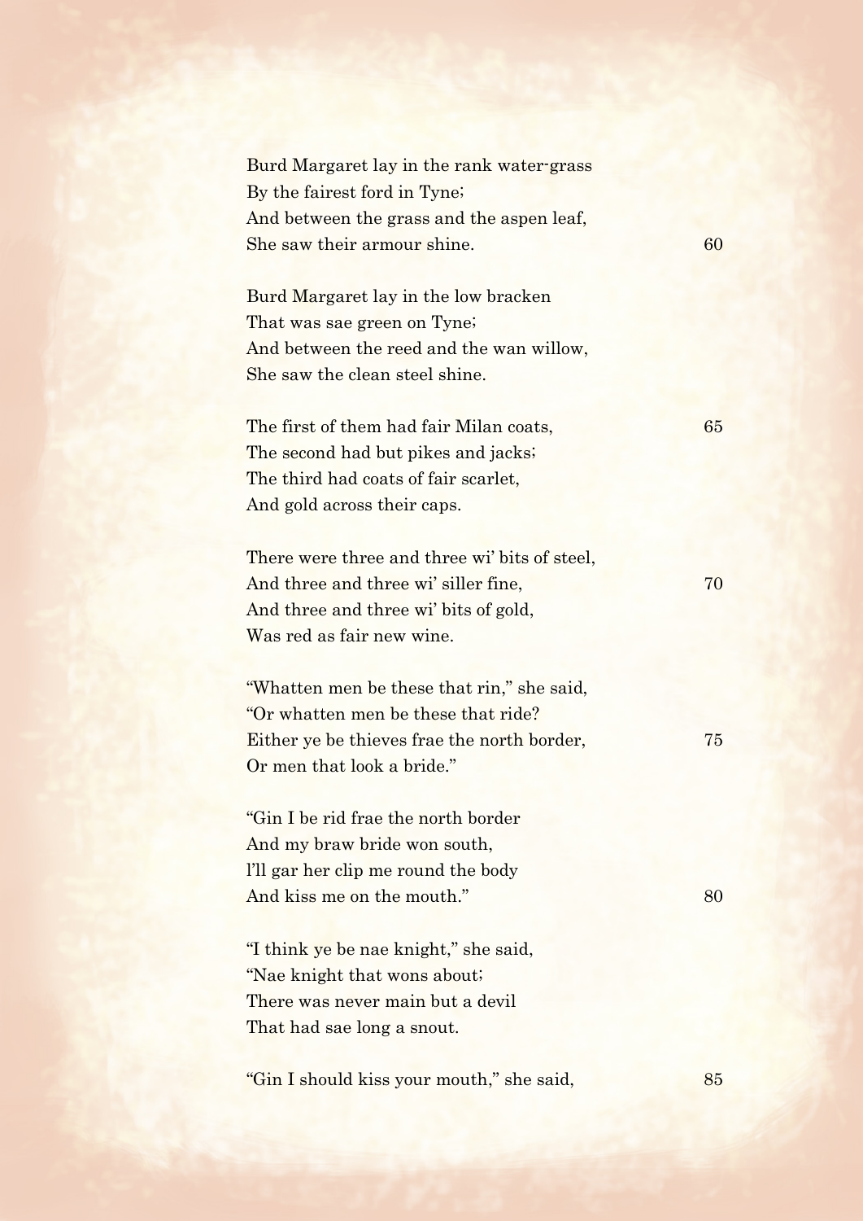Burd Margaret lay in the rank water-grass
By the fairest ford in Tyne;
And between the grass and the aspen leaf,
She saw their armour shine. 60

Burd Margaret lay in the low bracken
That was sae green on Tyne;
And between the reed and the wan willow,
She saw the clean steel shine.

The first of them had fair Milan coats, 65
The second had but pikes and jacks;
The third had coats of fair scarlet,
And gold across their caps.

There were three and three wi' bits of steel,
And three and three wi' siller fine, 70
And three and three wi' bits of gold,
Was red as fair new wine.

"Whatten men be these that rin," she said,
"Or whatten men be these that ride?
Either ye be thieves frae the north border, 75
Or men that look a bride."

"Gin I be rid frae the north border
And my braw bride won south,
I'll gar her clip me round the body
And kiss me on the mouth." 80

"I think ye be nae knight," she said,
"Nae knight that wons about;
There was never main but a devil
That had sae long a snout.

"Gin I should kiss your mouth," she said, 85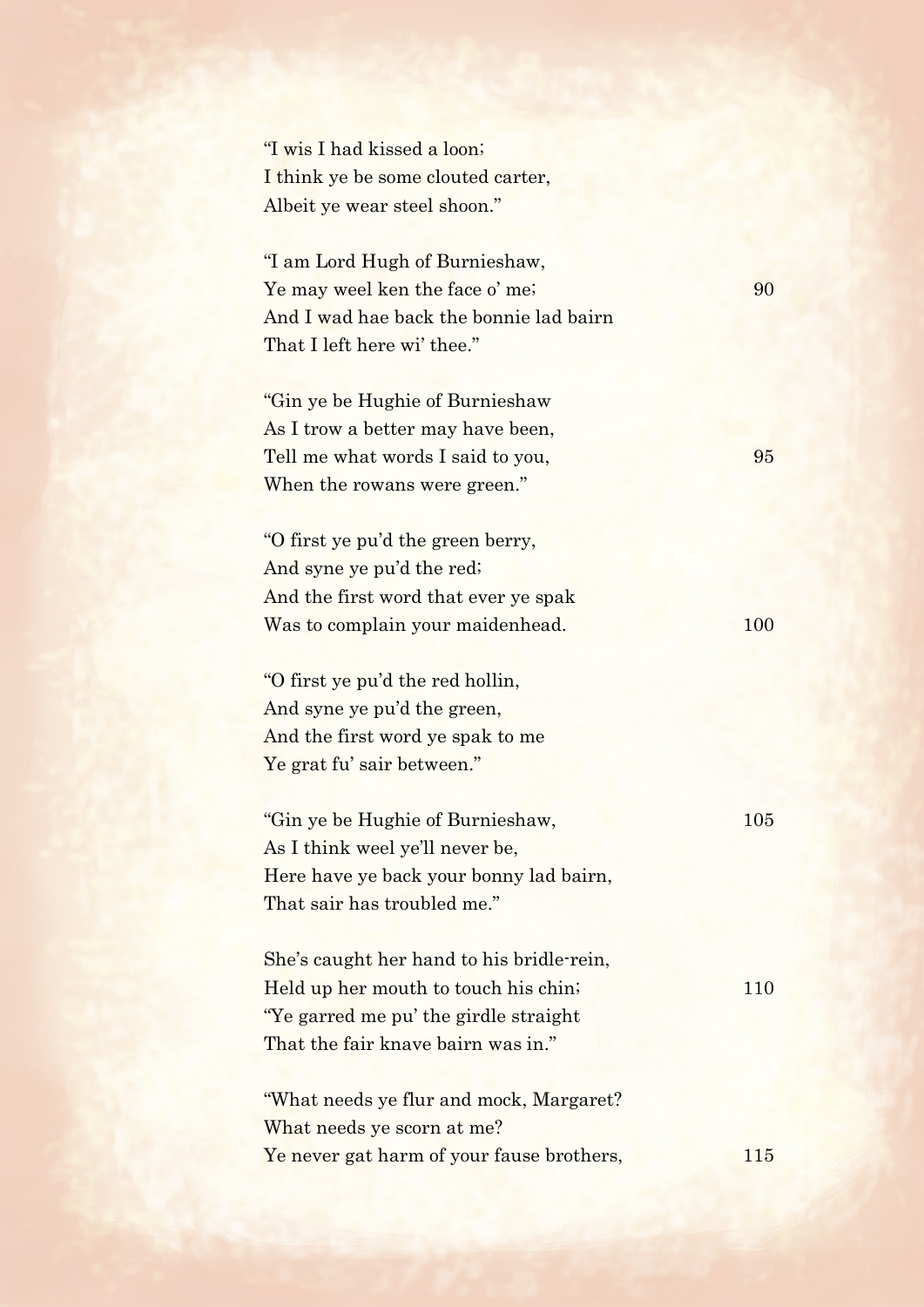"I wis I had kissed a loon;  
I think ye be some clouted carter,  
Albeit ye wear steel shoon."

"I am Lord Hugh of Burnieshaw,  
Ye may weel ken the face o' me;  
And I wad hae back the bonnie lad bairn  
That I left here wi' thee."

"Gin ye be Hughie of Burnieshaw  
As I trow a better may have been,  
Tell me what words I said to you,  
When the rowans were green."

"O first ye pu'd the green berry,  
And syne ye pu'd the red;  
And the first word that ever ye spak  
Was to complain your maidenhead.

"O first ye pu'd the red hollin,  
And syne ye pu'd the green,  
And the first word ye spak to me  
Ye grat fu' sair between."

"Gin ye be Hughie of Burnieshaw,  
As I think weel ye'll never be,  
Here have ye back your bonny lad bairn,  
That sair has troubled me."

She's caught her hand to his bridle-rein,  
Held up her mouth to touch his chin;  
"Ye garred me pu' the girdle straight  
That the fair knave bairn was in."

"What needs ye flur and mock, Margaret?  
What needs ye scorn at me?  
Ye never gat harm of your fause brothers,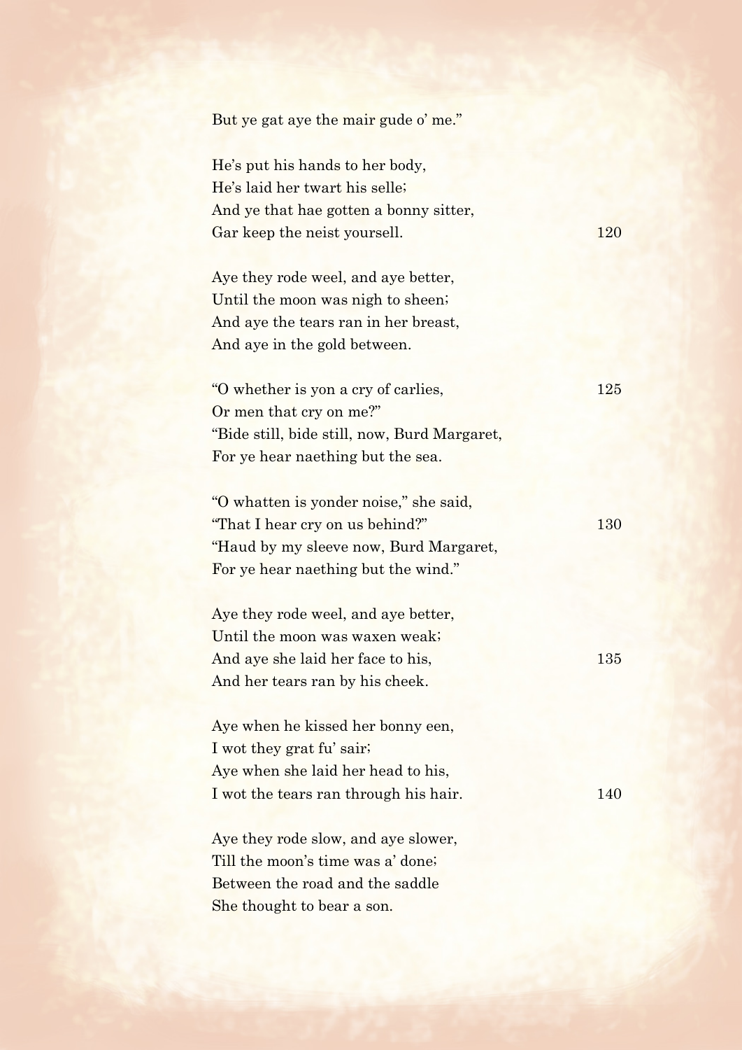But ye gat aye the mair gude o' me."

He's put his hands to her body,
He's laid her twart his selle;
And ye that hae gotten a bonny sitter,
Gar keep the neist yoursell. 120

Aye they rode weel, and aye better,
Until the moon was nigh to sheen;
And aye the tears ran in her breast,
And aye in the gold between.

"O whether is yon a cry of carlies, 125
Or men that cry on me?"
"Bide still, bide still, now, Burd Margaret,
For ye hear naething but the sea.

"O whatten is yonder noise," she said,
"That I hear cry on us behind?" 130
"Haud by my sleeve now, Burd Margaret,
For ye hear naething but the wind."

Aye they rode weel, and aye better,
Until the moon was waxen weak;
And aye she laid her face to his, 135
And her tears ran by his cheek.

Aye when he kissed her bonny een,
I wot they grat fu' sair;
Aye when she laid her head to his,
I wot the tears ran through his hair. 140

Aye they rode slow, and aye slower,
Till the moon's time was a' done;
Between the road and the saddle
She thought to bear a son.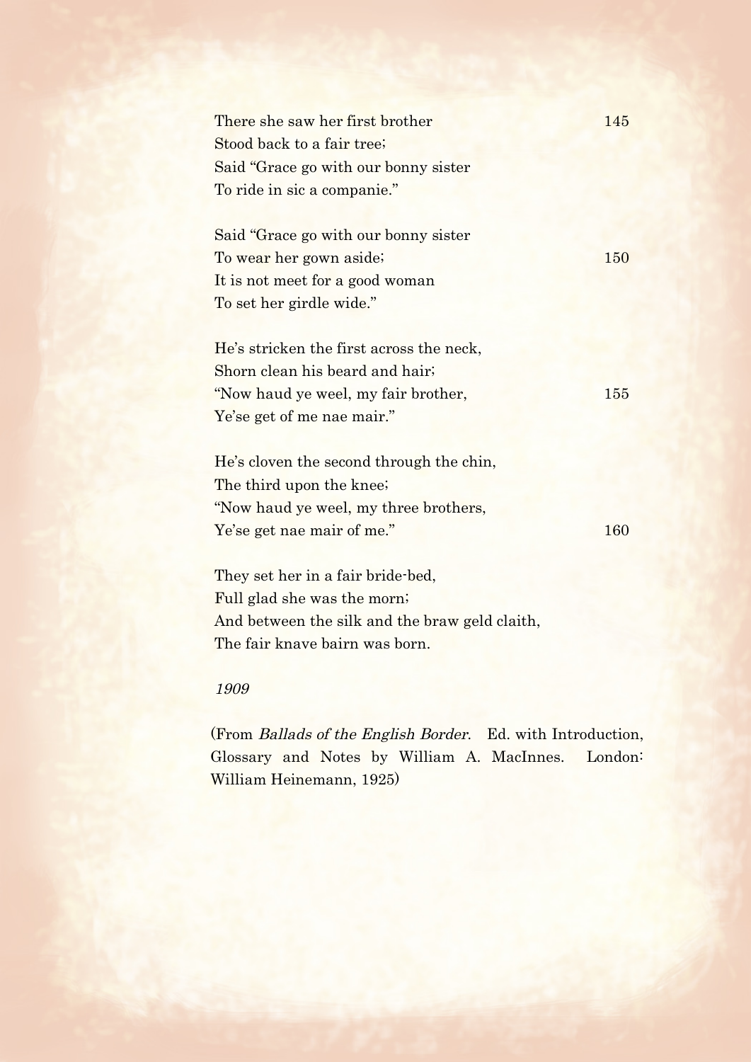There she saw her first brother 145
Stood back to a fair tree;
Said "Grace go with our bonny sister
To ride in sic a companie."

Said "Grace go with our bonny sister
To wear her gown aside; 150
It is not meet for a good woman
To set her girdle wide."

He's stricken the first across the neck,
Shorn clean his beard and hair;
"Now haud ye weel, my fair brother, 155
Ye'se get of me nae mair."

He's cloven the second through the chin,
The third upon the knee;
"Now haud ye weel, my three brothers,
Ye'se get nae mair of me." 160

They set her in a fair bride-bed,
Full glad she was the morn;
And between the silk and the braw geld claith,
The fair knave bairn was born.

*1909*

(From *Ballads of the English Border*. Ed. with Introduction, Glossary and Notes by William A. MacInnes. London: William Heinemann, 1925)